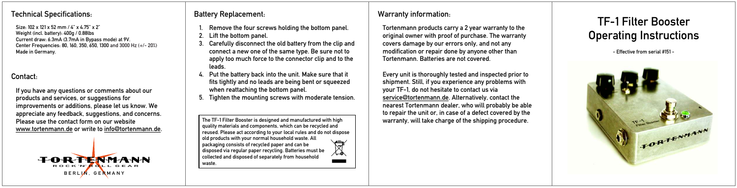## Technical Specifications:

Size: 102 x 121 x 52 mm / 4" x 4.75" x 2"
Weight (incl. battery): 400g / 0.88lbs
Current draw: 6.3mA (3.7mA in Bypass mode) at 9V.
Center Frequencies: 80, 160, 350, 650, 1300 and 3000 Hz (+/- 20%)
Made in Germany.

## Contact:

If you have any questions or comments about our products and services, or suggestions for improvements or additions, please let us know. We appreciate any feedback, suggestions, and concerns. Please use the contact form on our website www.tortenmann.de or write to info@tortenmann.de.

TORTENMANN
ROCK'N'ROLL GEAR
BERLIN, GERMANY

## Battery Replacement:

1. Remove the four screws holding the bottom panel.
2. Lift the bottom panel.
3. Carefully disconnect the old battery from the clip and connect a new one of the same type. Be sure not to apply too much force to the connector clip and to the leads.
4. Put the battery back into the unit. Make sure that it fits tightly and no leads are being bent or squeezed when reattaching the bottom panel.
5. Tighten the mounting screws with moderate tension.

The TF-1 Filter Booster is designed and manufactured with high quality materials and components, which can be recycled and reused. Please act according to your local rules and do not dispose old products with your normal household waste. All packaging consists of recycled paper and can be disposed via regular paper recycling. Batteries must be collected and disposed of separately from household waste.

## Warranty information:

Tortenmann products carry a 2 year warranty to the original owner with proof of purchase. The warranty covers damage by our errors only, and not any modification or repair done by anyone other than Tortenmann. Batteries are not covered.

Every unit is thoroughly tested and inspected prior to shipment. Still, if you experience any problems with your TF-1, do not hesitate to contact us via service@tortenmann.de. Alternatively, contact the nearest Tortenmann dealer, who will probably be able to repair the unit or, in case of a defect covered by the warranty, will take charge of the shipping procedure.

# TF-1 Filter Booster Operating Instructions

- Effective from serial #151 -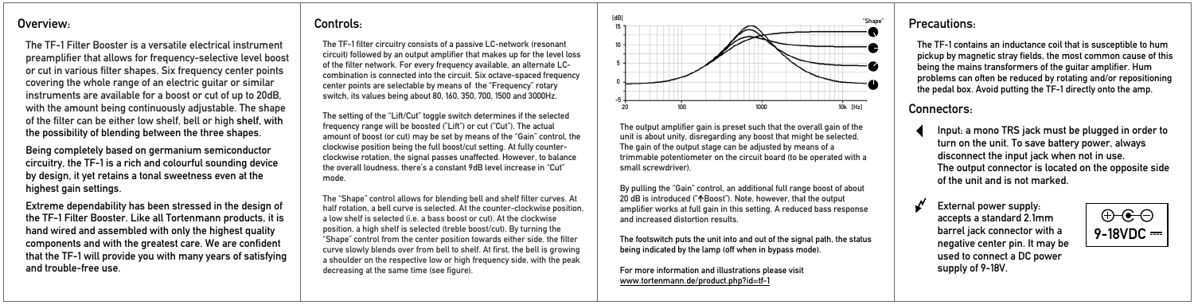## Overview:

The TF-1 Filter Booster is a versatile electrical instrument preamplifier that allows for frequency-selective level boost or cut in various filter shapes. Six frequency center points covering the whole range of an electric guitar or similar instruments are available for a boost or cut of up to 20dB, with the amount being continuously adjustable. The shape of the filter can be either low shelf, bell or high shelf, with the possibility of blending between the three shapes.

Being completely based on germanium semiconductor circuitry, the TF-1 is a rich and colourful sounding device by design, it yet retains a tonal sweetness even at the highest gain settings.

Extreme dependability has been stressed in the design of the TF-1 Filter Booster. Like all Tortenmann products, it is hand wired and assembled with only the highest quality components and with the greatest care. We are confident that the TF-1 will provide you with many years of satisfying and trouble-free use.

## Controls:

The TF-1 filter circuitry consists of a passive LC-network (resonant circuit) followed by an output amplifier that makes up for the level loss of the filter network. For every frequency available, an alternate LC-combination is connected into the circuit. Six octave-spaced frequency center points are selectable by means of the "Frequency" rotary switch, its values being about 80, 160, 350, 700, 1500 and 3000Hz.

The setting of the "Lift/Cut" toggle switch determines if the selected frequency range will be boosted ("Lift") or cut ("Cut"). The actual amount of boost (or cut) may be set by means of the "Gain" control, the clockwise position being the full boost/cut setting. At fully counter-clockwise rotation, the signal passes unaffected. However, to balance the overall loudness, there's a constant 9dB level increase in "Cut" mode.

The "Shape" control allows for blending bell and shelf filter curves. At half rotation, a bell curve is selected. At the counter-clockwise position, a low shelf is selected (i.e. a bass boost or cut). At the clockwise position, a high shelf is selected (treble boost/cut). By turning the "Shape" control from the center position towards either side, the filter curve slowly blends over from bell to shelf. At first, the bell is growing a shoulder on the respective low or high frequency side, with the peak decreasing at the same time (see figure).

[dB]
15
10
5
0
-5
20
100
1000
10k [Hz]
"Shape"

The output amplifier gain is preset such that the overall gain of the unit is about unity, disregarding any boost that might be selected. The gain of the output stage can be adjusted by means of a trimmable potentiometer on the circuit board (to be operated with a small screwdriver).

By pulling the "Gain" control, an additional full range boost of about 20 dB is introduced ("↑Boost"). Note, however, that the output amplifier works at full gain in this setting. A reduced bass response and increased distortion results.

The footswitch puts the unit into and out of the signal path, the status being indicated by the lamp (off when in bypass mode).

For more information and illustrations please visit www.tortenmann.de/product.php?id=tf-1

## Precautions:

The TF-1 contains an inductance coil that is susceptible to hum pickup by magnetic stray fields, the most common cause of this being the mains transformers of the guitar amplifier. Hum problems can often be reduced by rotating and/or repositioning the pedal box. Avoid putting the TF-1 directly onto the amp.

## Connectors:

- Input: a mono TRS jack must be plugged in order to turn on the unit. To save battery power, always disconnect the input jack when not in use. The output connector is located on the opposite side of the unit and is not marked.
- External power supply: accepts a standard 2.1mm barrel jack connector with a negative center pin. It may be used to connect a DC power supply of 9-18V.

9-18VDC